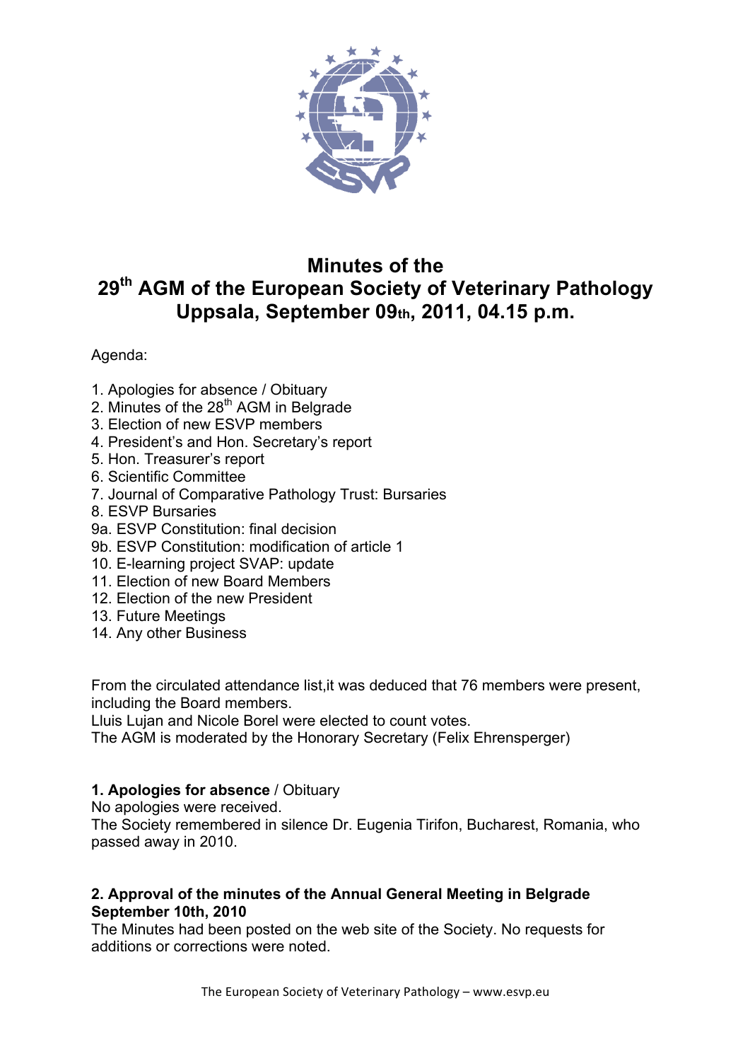# Minutes of the 29th AGM of the European Society of Veterinary Pathology Uppsala, September 09th, 2011, 04.15 p.m.

Agenda:

1. Apologies for absence / Obituary
2. Minutes of the 28th AGM in Belgrade
3. Election of new ESVP members
4. President's and Hon. Secretary's report
5. Hon. Treasurer's report
6. Scientific Committee
7. Journal of Comparative Pathology Trust: Bursaries
8. ESVP Bursaries

9a. ESVP Constitution: final decision
9b. ESVP Constitution: modification of article 1

10. E-learning project SVAP: update
11. Election of new Board Members
12. Election of the new President
13. Future Meetings
14. Any other Business

From the circulated attendance list,it was deduced that 76 members were present, including the Board members.
Lluis Lujan and Nicole Borel were elected to count votes.
The AGM is moderated by the Honorary Secretary (Felix Ehrensperger)

## 1. Apologies for absence / Obituary

No apologies were received.
The Society remembered in silence Dr. Eugenia Tirifon, Bucharest, Romania, who passed away in 2010.

## 2. Approval of the minutes of the Annual General Meeting in Belgrade September 10th, 2010

The Minutes had been posted on the web site of the Society. No requests for additions or corrections were noted.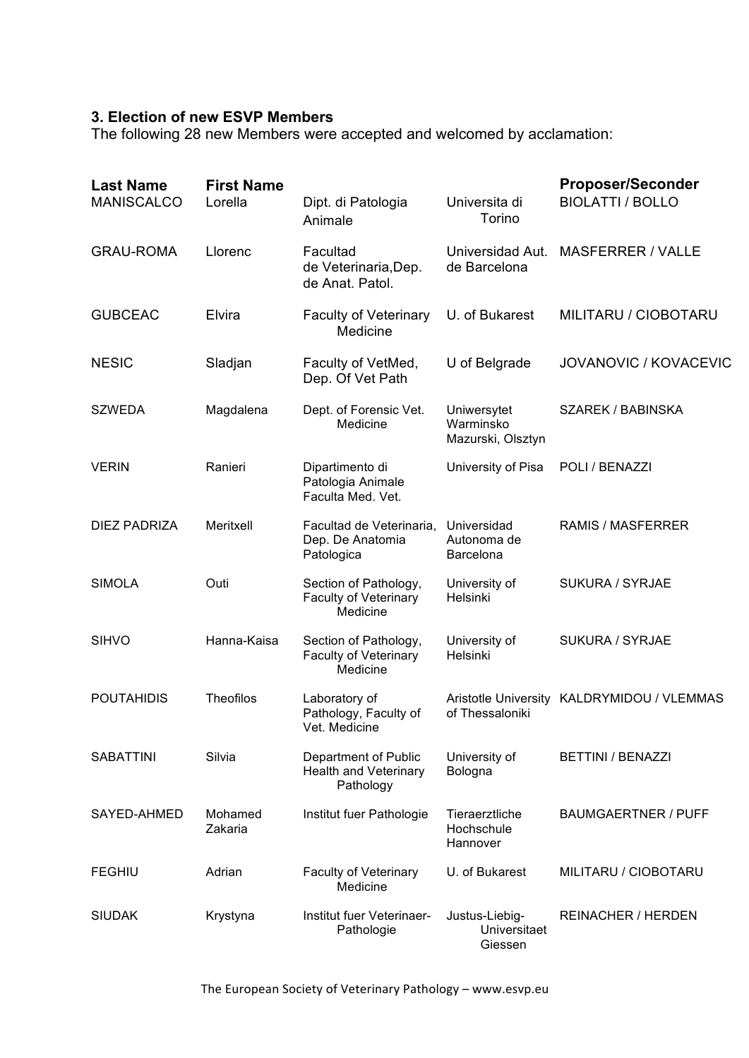### 3. Election of new ESVP Members

The following 28 new Members were accepted and welcomed by acclamation:

| Last Name | First Name | | | Proposer/Seconder |
|---|---|---|---|---|
| MANISCALCO | Lorella | Dipt. di Patologia Animale | Universita di Torino | BIOLATTI / BOLLO |
| GRAU-ROMA | Llorenc | Facultad de Veterinaria,Dep. de Anat. Patol. | Universidad Aut. de Barcelona | MASFERRER / VALLE |
| GUBCEAC | Elvira | Faculty of Veterinary Medicine | U. of Bukarest | MILITARU / CIOBOTARU |
| NESIC | Sladjan | Faculty of VetMed, Dep. Of Vet Path | U of Belgrade | JOVANOVIC / KOVACEVIC |
| SZWEDA | Magdalena | Dept. of Forensic Vet. Medicine | Uniwersytet Warminsko Mazurski, Olsztyn | SZAREK / BABINSKA |
| VERIN | Ranieri | Dipartimento di Patologia Animale Faculta Med. Vet. | University of Pisa | POLI / BENAZZI |
| DIEZ PADRIZA | Meritxell | Facultad de Veterinaria, Dep. De Anatomia Patologica | Universidad Autonoma de Barcelona | RAMIS / MASFERRER |
| SIMOLA | Outi | Section of Pathology, Faculty of Veterinary Medicine | University of Helsinki | SUKURA / SYRJAE |
| SIHVO | Hanna-Kaisa | Section of Pathology, Faculty of Veterinary Medicine | University of Helsinki | SUKURA / SYRJAE |
| POUTAHIDIS | Theofilos | Laboratory of Pathology, Faculty of Vet. Medicine | Aristotle University of Thessaloniki | KALDRYMIDOU / VLEMMAS |
| SABATTINI | Silvia | Department of Public Health and Veterinary Pathology | University of Bologna | BETTINI / BENAZZI |
| SAYED-AHMED | Mohamed Zakaria | Institut fuer Pathologie | Tieraerztliche Hochschule Hannover | BAUMGAERTNER / PUFF |
| FEGHIU | Adrian | Faculty of Veterinary Medicine | U. of Bukarest | MILITARU / CIOBOTARU |
| SIUDAK | Krystyna | Institut fuer Veterinaer-Pathologie | Justus-Liebig-Universitaet Giessen | REINACHER / HERDEN |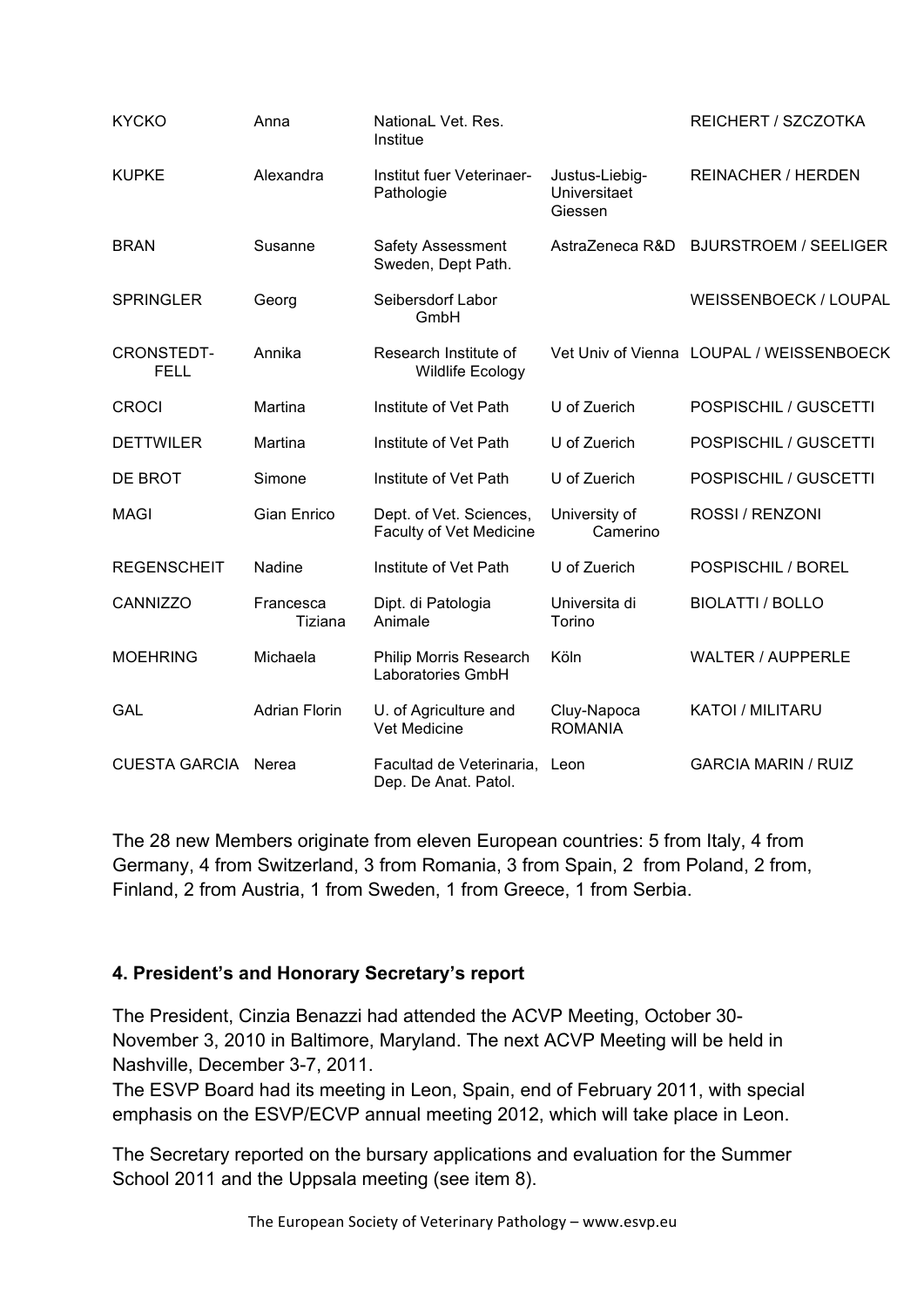| | | | | |
|---|---|---|---|---|
| KYCKO | Anna | NationaL Vet. Res. Institue | | REICHERT / SZCZOTKA |
| KUPKE | Alexandra | Institut fuer Veterinaer-Pathologie | Justus-Liebig-Universitaet Giessen | REINACHER / HERDEN |
| BRAN | Susanne | Safety Assessment Sweden, Dept Path. | AstraZeneca R&D | BJURSTROEM / SEELIGER |
| SPRINGLER | Georg | Seibersdorf Labor GmbH | | WEISSENBOECK / LOUPAL |
| CRONSTEDT-FELL | Annika | Research Institute of Wildlife Ecology | Vet Univ of Vienna | LOUPAL / WEISSENBOECK |
| CROCI | Martina | Institute of Vet Path | U of Zuerich | POSPISCHIL / GUSCETTI |
| DETTWILER | Martina | Institute of Vet Path | U of Zuerich | POSPISCHIL / GUSCETTI |
| DE BROT | Simone | Institute of Vet Path | U of Zuerich | POSPISCHIL / GUSCETTI |
| MAGI | Gian Enrico | Dept. of Vet. Sciences, Faculty of Vet Medicine | University of Camerino | ROSSI / RENZONI |
| REGENSCHEIT | Nadine | Institute of Vet Path | U of Zuerich | POSPISCHIL / BOREL |
| CANNIZZO | Francesca Tiziana | Dipt. di Patologia Animale | Universita di Torino | BIOLATTI / BOLLO |
| MOEHRING | Michaela | Philip Morris Research Laboratories GmbH | Köln | WALTER / AUPPERLE |
| GAL | Adrian Florin | U. of Agriculture and Vet Medicine | Cluy-Napoca ROMANIA | KATOI / MILITARU |
| CUESTA GARCIA | Nerea | Facultad de Veterinaria, Dep. De Anat. Patol. | Leon | GARCIA MARIN / RUIZ |

The 28 new Members originate from eleven European countries: 5 from Italy, 4 from Germany, 4 from Switzerland, 3 from Romania, 3 from Spain, 2 from Poland, 2 from, Finland, 2 from Austria, 1 from Sweden, 1 from Greece, 1 from Serbia.

### 4. President's and Honorary Secretary's report

The President, Cinzia Benazzi had attended the ACVP Meeting, October 30-November 3, 2010 in Baltimore, Maryland. The next ACVP Meeting will be held in Nashville, December 3-7, 2011.
The ESVP Board had its meeting in Leon, Spain, end of February 2011, with special emphasis on the ESVP/ECVP annual meeting 2012, which will take place in Leon.

The Secretary reported on the bursary applications and evaluation for the Summer School 2011 and the Uppsala meeting (see item 8).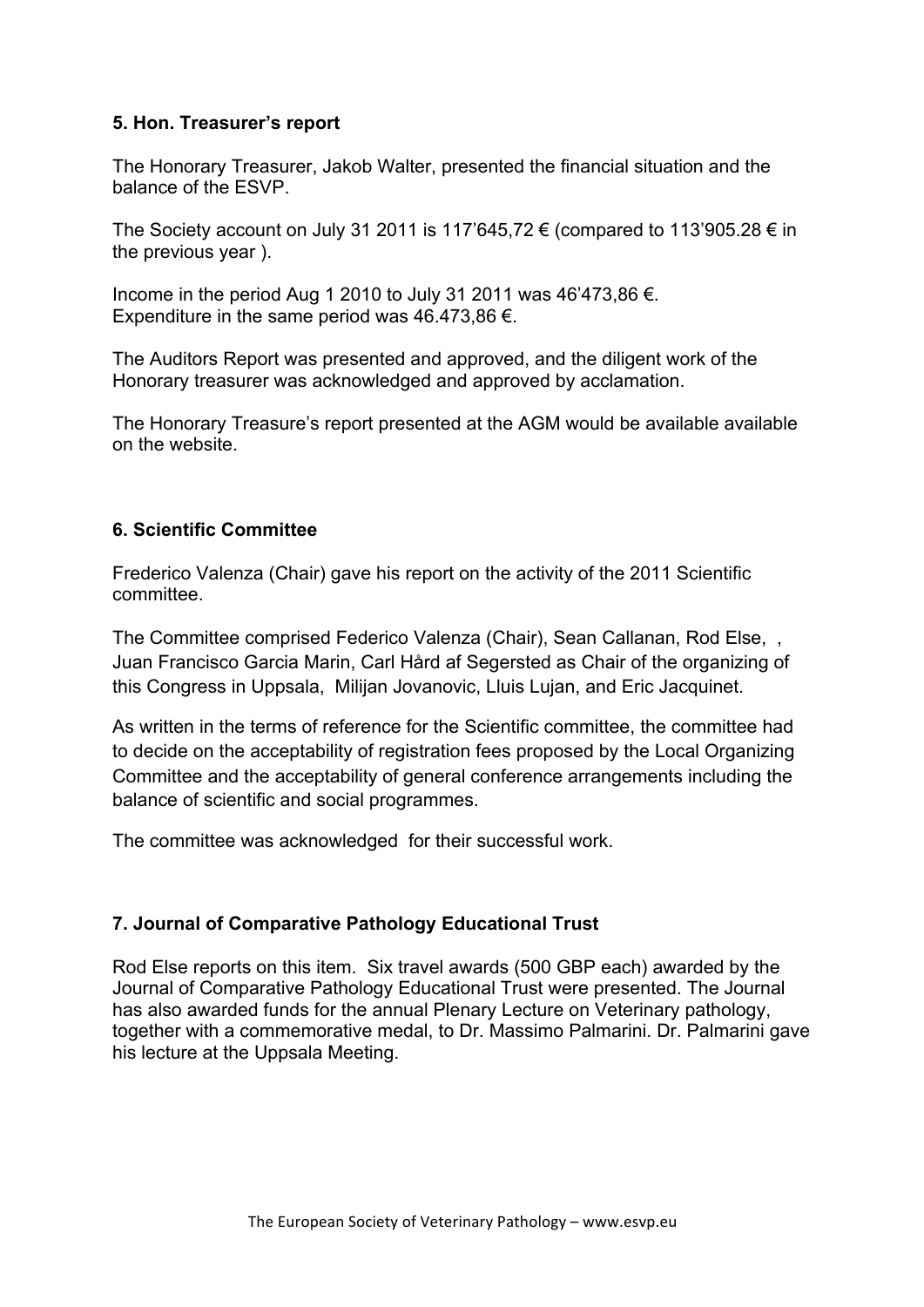## 5. Hon. Treasurer's report

The Honorary Treasurer, Jakob Walter, presented the financial situation and the balance of the ESVP.

The Society account on July 31 2011 is 117'645,72 € (compared to 113'905.28 € in the previous year ).

Income in the period Aug 1 2010 to July 31 2011 was 46'473,86 €.
Expenditure in the same period was 46.473,86 €.

The Auditors Report was presented and approved, and the diligent work of the Honorary treasurer was acknowledged and approved by acclamation.

The Honorary Treasure's report presented at the AGM would be available available on the website.

## 6. Scientific Committee

Frederico Valenza (Chair) gave his report on the activity of the 2011 Scientific committee.

The Committee comprised Federico Valenza (Chair), Sean Callanan, Rod Else, , Juan Francisco Garcia Marin, Carl Hård af Segersted as Chair of the organizing of this Congress in Uppsala, Milijan Jovanovic, Lluis Lujan, and Eric Jacquinet.

As written in the terms of reference for the Scientific committee, the committee had to decide on the acceptability of registration fees proposed by the Local Organizing Committee and the acceptability of general conference arrangements including the balance of scientific and social programmes.

The committee was acknowledged for their successful work.

## 7. Journal of Comparative Pathology Educational Trust

Rod Else reports on this item. Six travel awards (500 GBP each) awarded by the Journal of Comparative Pathology Educational Trust were presented. The Journal has also awarded funds for the annual Plenary Lecture on Veterinary pathology, together with a commemorative medal, to Dr. Massimo Palmarini. Dr. Palmarini gave his lecture at the Uppsala Meeting.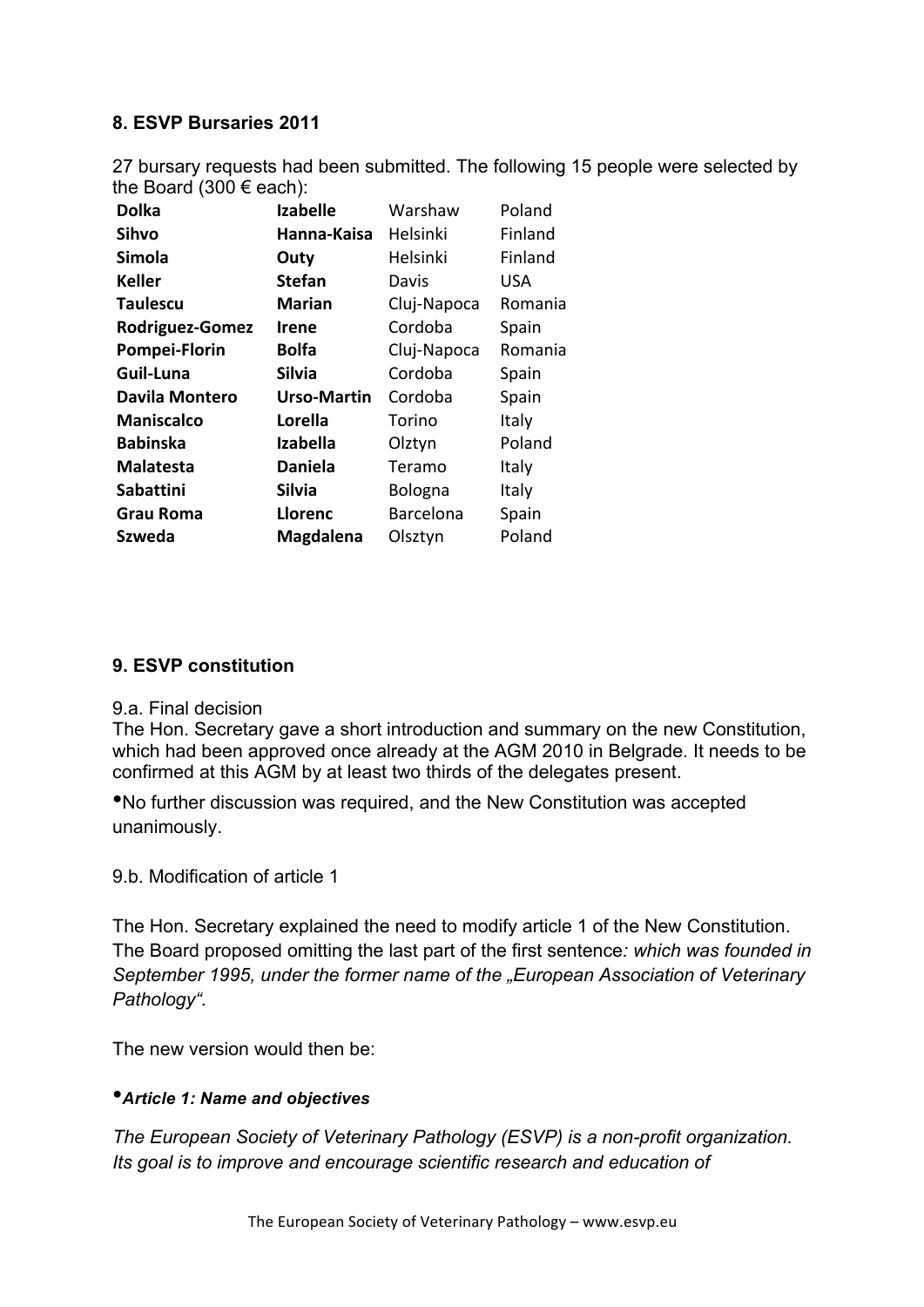## 8. ESVP Bursaries 2011

27 bursary requests had been submitted. The following 15 people were selected by the Board (300 € each):

| | | | |
|---|---|---|---|
| **Dolka** | **Izabelle** | Warshaw | Poland |
| **Sihvo** | **Hanna-Kaisa** | Helsinki | Finland |
| **Simola** | **Outy** | Helsinki | Finland |
| **Keller** | **Stefan** | Davis | USA |
| **Taulescu** | **Marian** | Cluj-Napoca | Romania |
| **Rodriguez-Gomez** | **Irene** | Cordoba | Spain |
| **Pompei-Florin** | **Bolfa** | Cluj-Napoca | Romania |
| **Guil-Luna** | **Silvia** | Cordoba | Spain |
| **Davila Montero** | **Urso-Martin** | Cordoba | Spain |
| **Maniscalco** | **Lorella** | Torino | Italy |
| **Babinska** | **Izabella** | Olztyn | Poland |
| **Malatesta** | **Daniela** | Teramo | Italy |
| **Sabattini** | **Silvia** | Bologna | Italy |
| **Grau Roma** | **Llorenc** | Barcelona | Spain |
| **Szweda** | **Magdalena** | Olsztyn | Poland |

## 9. ESVP constitution

9.a. Final decision

The Hon. Secretary gave a short introduction and summary on the new Constitution, which had been approved once already at the AGM 2010 in Belgrade. It needs to be confirmed at this AGM by at least two thirds of the delegates present.

- No further discussion was required, and the New Constitution was accepted unanimously.

9.b. Modification of article 1

The Hon. Secretary explained the need to modify article 1 of the New Constitution. The Board proposed omitting the last part of the first sentence*: which was founded in September 1995, under the former name of the „European Association of Veterinary Pathology".*

The new version would then be:

- ***Article 1: Name and objectives***

*The European Society of Veterinary Pathology (ESVP) is a non-profit organization. Its goal is to improve and encourage scientific research and education of*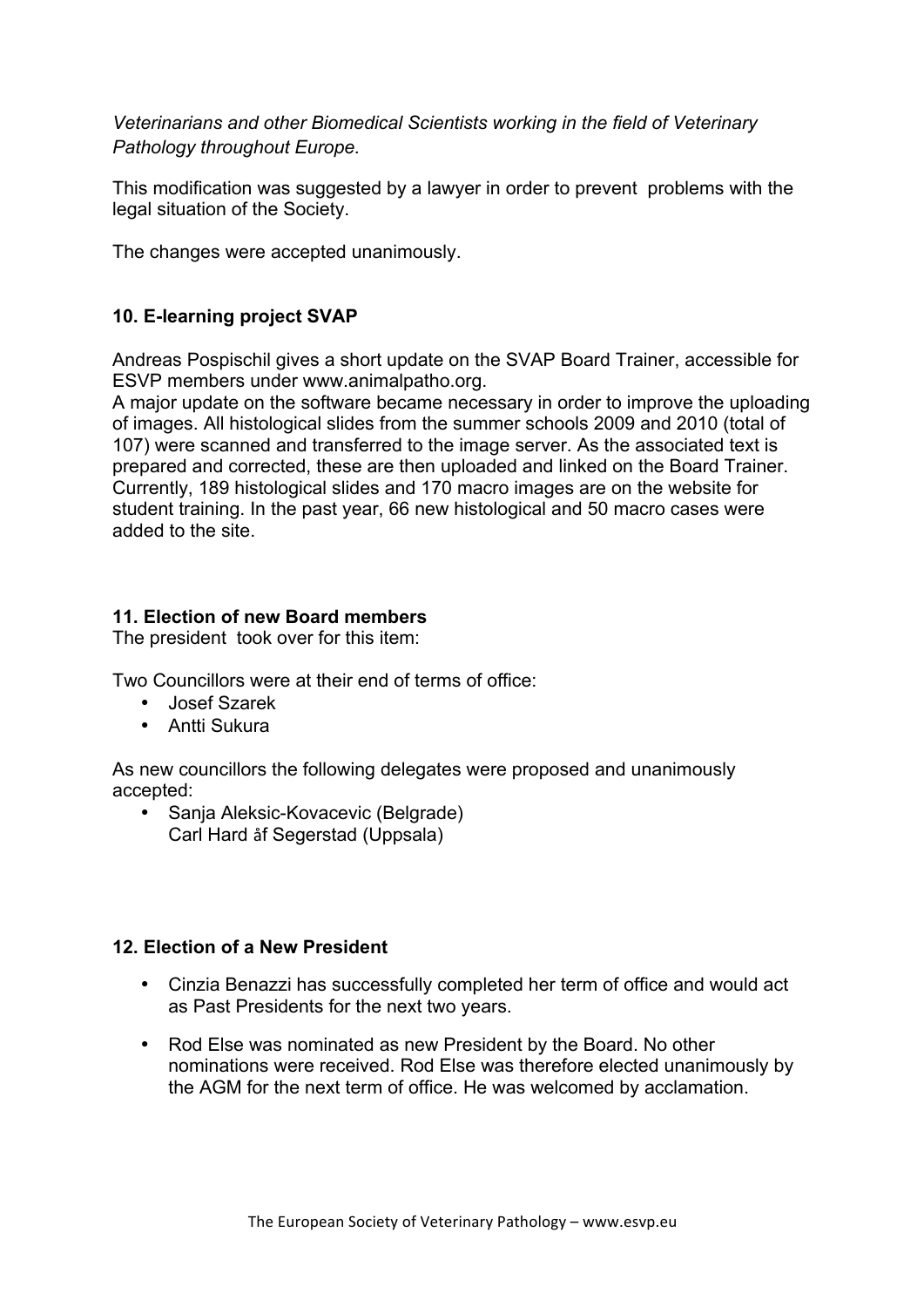*Veterinarians and other Biomedical Scientists working in the field of Veterinary Pathology throughout Europe.*

This modification was suggested by a lawyer in order to prevent problems with the legal situation of the Society.

The changes were accepted unanimously.

**10. E-learning project SVAP**

Andreas Pospischil gives a short update on the SVAP Board Trainer, accessible for ESVP members under www.animalpatho.org.
A major update on the software became necessary in order to improve the uploading of images. All histological slides from the summer schools 2009 and 2010 (total of 107) were scanned and transferred to the image server. As the associated text is prepared and corrected, these are then uploaded and linked on the Board Trainer. Currently, 189 histological slides and 170 macro images are on the website for student training. In the past year, 66 new histological and 50 macro cases were added to the site.

**11. Election of new Board members**
The president took over for this item:

Two Councillors were at their end of terms of office:

- Josef Szarek
- Antti Sukura

As new councillors the following delegates were proposed and unanimously accepted:

- Sanja Aleksic-Kovacevic (Belgrade)
  Carl Hard åf Segerstad (Uppsala)

**12. Election of a New President**

- Cinzia Benazzi has successfully completed her term of office and would act as Past Presidents for the next two years.
- Rod Else was nominated as new President by the Board. No other nominations were received. Rod Else was therefore elected unanimously by the AGM for the next term of office. He was welcomed by acclamation.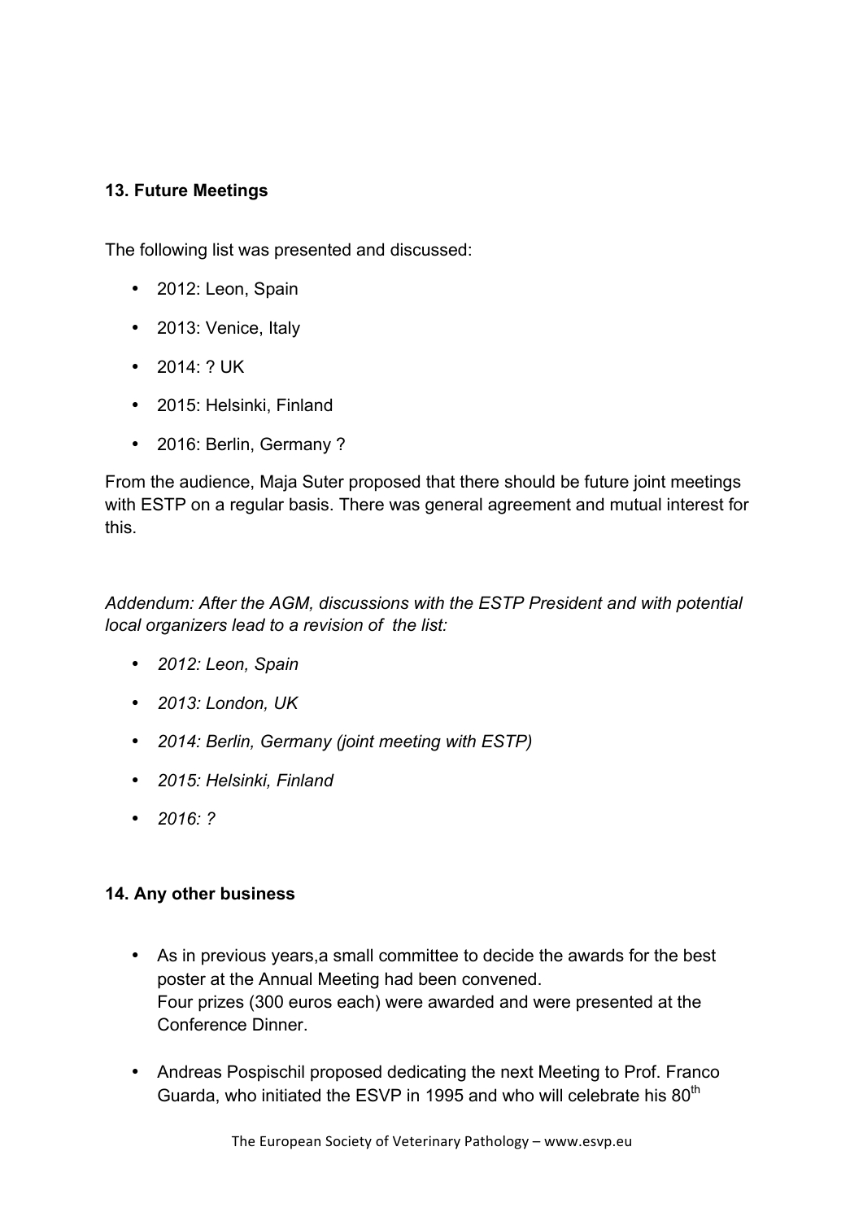**13. Future Meetings**

The following list was presented and discussed:

- 2012: Leon, Spain
- 2013: Venice, Italy
- 2014: ? UK
- 2015: Helsinki, Finland
- 2016: Berlin, Germany ?

From the audience, Maja Suter proposed that there should be future joint meetings with ESTP on a regular basis. There was general agreement and mutual interest for this.

*Addendum: After the AGM, discussions with the ESTP President and with potential local organizers lead to a revision of the list:*

- *2012: Leon, Spain*
- *2013: London, UK*
- *2014: Berlin, Germany (joint meeting with ESTP)*
- *2015: Helsinki, Finland*
- *2016: ?*

**14. Any other business**

- As in previous years,a small committee to decide the awards for the best poster at the Annual Meeting had been convened.
  Four prizes (300 euros each) were awarded and were presented at the Conference Dinner.
- Andreas Pospischil proposed dedicating the next Meeting to Prof. Franco Guarda, who initiated the ESVP in 1995 and who will celebrate his 80$^{th}$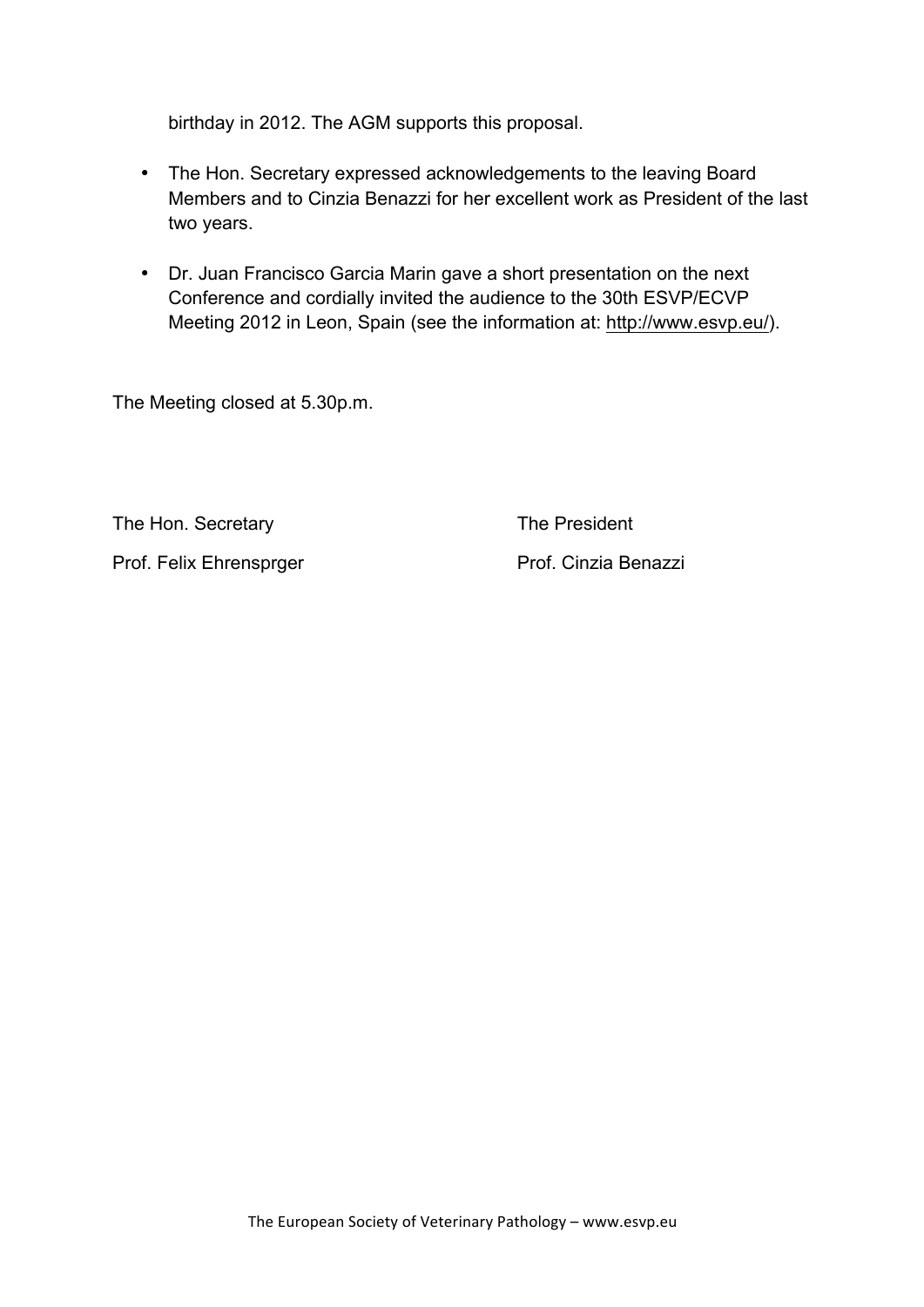birthday in 2012. The AGM supports this proposal.

- The Hon. Secretary expressed acknowledgements to the leaving Board Members and to Cinzia Benazzi for her excellent work as President of the last two years.
- Dr. Juan Francisco Garcia Marin gave a short presentation on the next Conference and cordially invited the audience to the 30th ESVP/ECVP Meeting 2012 in Leon, Spain (see the information at: http://www.esvp.eu/).

The Meeting closed at 5.30p.m.

| | |
|---|---|
| The Hon. Secretary | The President |
| Prof. Felix Ehrensprger | Prof. Cinzia Benazzi |